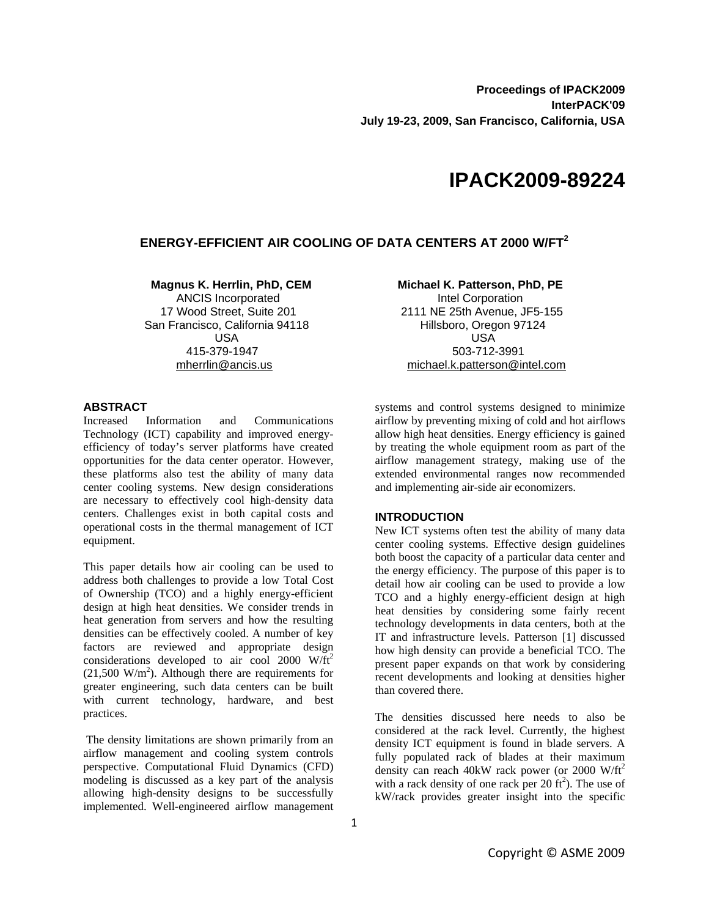Proceedings of IPACK2009
InterPACK'09
July 19-23, 2009, San Francisco, California, USA

# IPACK2009-89224

## ENERGY-EFFICIENT AIR COOLING OF DATA CENTERS AT 2000 W/FT$^2$

**Magnus K. Herrlin, PhD, CEM**
ANCIS Incorporated
17 Wood Street, Suite 201
San Francisco, California 94118
USA
415-379-1947
mherrlin@ancis.us

**Michael K. Patterson, PhD, PE**
Intel Corporation
2111 NE 25th Avenue, JF5-155
Hillsboro, Oregon 97124
USA
503-712-3991
michael.k.patterson@intel.com

### ABSTRACT

Increased Information and Communications Technology (ICT) capability and improved energy-efficiency of today's server platforms have created opportunities for the data center operator. However, these platforms also test the ability of many data center cooling systems. New design considerations are necessary to effectively cool high-density data centers. Challenges exist in both capital costs and operational costs in the thermal management of ICT equipment.

This paper details how air cooling can be used to address both challenges to provide a low Total Cost of Ownership (TCO) and a highly energy-efficient design at high heat densities. We consider trends in heat generation from servers and how the resulting densities can be effectively cooled. A number of key factors are reviewed and appropriate design considerations developed to air cool 2000 W/ft$^2$ (21,500 W/m$^2$). Although there are requirements for greater engineering, such data centers can be built with current technology, hardware, and best practices.

The density limitations are shown primarily from an airflow management and cooling system controls perspective. Computational Fluid Dynamics (CFD) modeling is discussed as a key part of the analysis allowing high-density designs to be successfully implemented. Well-engineered airflow management systems and control systems designed to minimize airflow by preventing mixing of cold and hot airflows allow high heat densities. Energy efficiency is gained by treating the whole equipment room as part of the airflow management strategy, making use of the extended environmental ranges now recommended and implementing air-side air economizers.

### INTRODUCTION

New ICT systems often test the ability of many data center cooling systems. Effective design guidelines both boost the capacity of a particular data center and the energy efficiency. The purpose of this paper is to detail how air cooling can be used to provide a low TCO and a highly energy-efficient design at high heat densities by considering some fairly recent technology developments in data centers, both at the IT and infrastructure levels. Patterson [1] discussed how high density can provide a beneficial TCO. The present paper expands on that work by considering recent developments and looking at densities higher than covered there.

The densities discussed here needs to also be considered at the rack level. Currently, the highest density ICT equipment is found in blade servers. A fully populated rack of blades at their maximum density can reach 40kW rack power (or 2000 W/ft$^2$ with a rack density of one rack per 20 ft$^2$). The use of kW/rack provides greater insight into the specific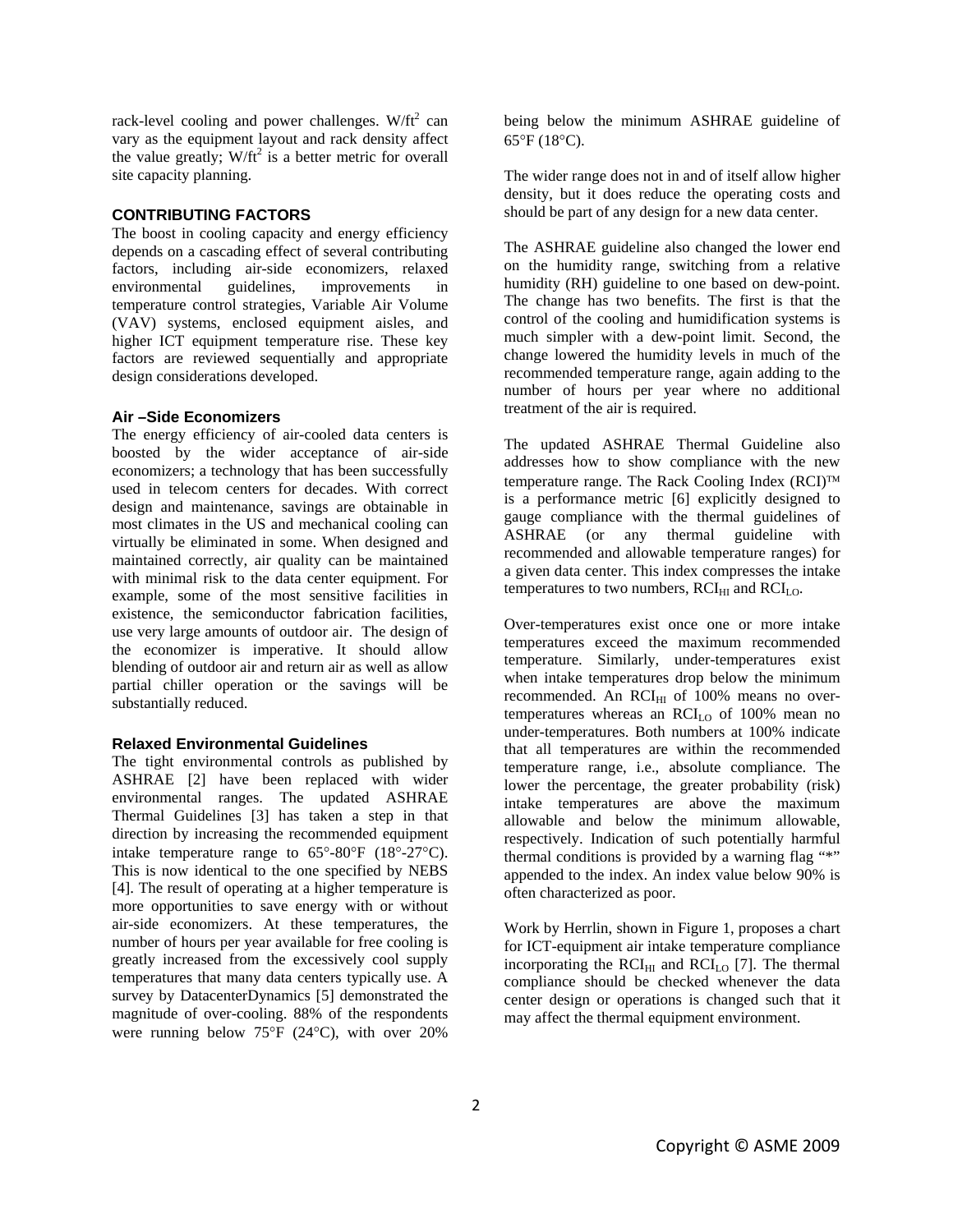rack-level cooling and power challenges. $W/ft^2$ can vary as the equipment layout and rack density affect the value greatly; $W/ft^2$ is a better metric for overall site capacity planning.

## CONTRIBUTING FACTORS

The boost in cooling capacity and energy efficiency depends on a cascading effect of several contributing factors, including air-side economizers, relaxed environmental guidelines, improvements in temperature control strategies, Variable Air Volume (VAV) systems, enclosed equipment aisles, and higher ICT equipment temperature rise. These key factors are reviewed sequentially and appropriate design considerations developed.

### Air –Side Economizers

The energy efficiency of air-cooled data centers is boosted by the wider acceptance of air-side economizers; a technology that has been successfully used in telecom centers for decades. With correct design and maintenance, savings are obtainable in most climates in the US and mechanical cooling can virtually be eliminated in some. When designed and maintained correctly, air quality can be maintained with minimal risk to the data center equipment. For example, some of the most sensitive facilities in existence, the semiconductor fabrication facilities, use very large amounts of outdoor air. The design of the economizer is imperative. It should allow blending of outdoor air and return air as well as allow partial chiller operation or the savings will be substantially reduced.

### Relaxed Environmental Guidelines

The tight environmental controls as published by ASHRAE [2] have been replaced with wider environmental ranges. The updated ASHRAE Thermal Guidelines [3] has taken a step in that direction by increasing the recommended equipment intake temperature range to 65°-80°F (18°-27°C). This is now identical to the one specified by NEBS [4]. The result of operating at a higher temperature is more opportunities to save energy with or without air-side economizers. At these temperatures, the number of hours per year available for free cooling is greatly increased from the excessively cool supply temperatures that many data centers typically use. A survey by DatacenterDynamics [5] demonstrated the magnitude of over-cooling. 88% of the respondents were running below 75°F (24°C), with over 20% being below the minimum ASHRAE guideline of 65°F (18°C).

The wider range does not in and of itself allow higher density, but it does reduce the operating costs and should be part of any design for a new data center.

The ASHRAE guideline also changed the lower end on the humidity range, switching from a relative humidity (RH) guideline to one based on dew-point. The change has two benefits. The first is that the control of the cooling and humidification systems is much simpler with a dew-point limit. Second, the change lowered the humidity levels in much of the recommended temperature range, again adding to the number of hours per year where no additional treatment of the air is required.

The updated ASHRAE Thermal Guideline also addresses how to show compliance with the new temperature range. The Rack Cooling Index (RCI)™ is a performance metric [6] explicitly designed to gauge compliance with the thermal guidelines of ASHRAE (or any thermal guideline with recommended and allowable temperature ranges) for a given data center. This index compresses the intake temperatures to two numbers, $RCI_{HI}$ and $RCI_{LO}$.

Over-temperatures exist once one or more intake temperatures exceed the maximum recommended temperature. Similarly, under-temperatures exist when intake temperatures drop below the minimum recommended. An $RCI_{HI}$ of 100% means no over-temperatures whereas an $RCI_{LO}$ of 100% mean no under-temperatures. Both numbers at 100% indicate that all temperatures are within the recommended temperature range, i.e., absolute compliance. The lower the percentage, the greater probability (risk) intake temperatures are above the maximum allowable and below the minimum allowable, respectively. Indication of such potentially harmful thermal conditions is provided by a warning flag "*" appended to the index. An index value below 90% is often characterized as poor.

Work by Herrlin, shown in Figure 1, proposes a chart for ICT-equipment air intake temperature compliance incorporating the $RCI_{HI}$ and $RCI_{LO}$ [7]. The thermal compliance should be checked whenever the data center design or operations is changed such that it may affect the thermal equipment environment.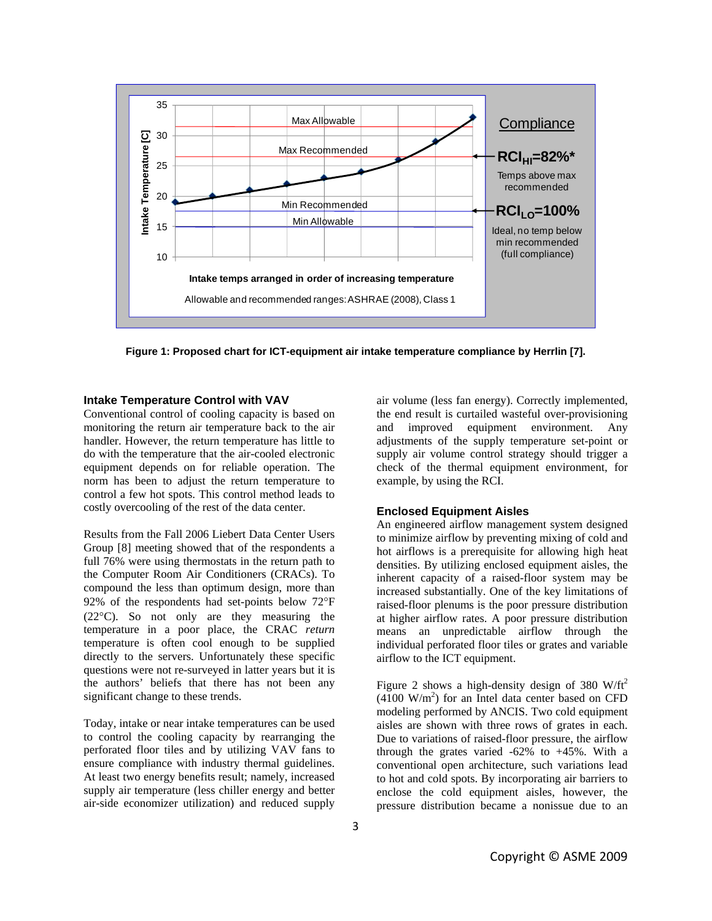**Figure 1: Proposed chart for ICT-equipment air intake temperature compliance by Herrlin [7].**

### Intake Temperature Control with VAV

Conventional control of cooling capacity is based on monitoring the return air temperature back to the air handler. However, the return temperature has little to do with the temperature that the air-cooled electronic equipment depends on for reliable operation. The norm has been to adjust the return temperature to control a few hot spots. This control method leads to costly overcooling of the rest of the data center.

Results from the Fall 2006 Liebert Data Center Users Group [8] meeting showed that of the respondents a full 76% were using thermostats in the return path to the Computer Room Air Conditioners (CRACs). To compound the less than optimum design, more than 92% of the respondents had set-points below 72°F (22°C). So not only are they measuring the temperature in a poor place, the CRAC *return* temperature is often cool enough to be supplied directly to the servers. Unfortunately these specific questions were not re-surveyed in latter years but it is the authors' beliefs that there has not been any significant change to these trends.

Today, intake or near intake temperatures can be used to control the cooling capacity by rearranging the perforated floor tiles and by utilizing VAV fans to ensure compliance with industry thermal guidelines. At least two energy benefits result; namely, increased supply air temperature (less chiller energy and better air-side economizer utilization) and reduced supply air volume (less fan energy). Correctly implemented, the end result is curtailed wasteful over-provisioning and improved equipment environment. Any adjustments of the supply temperature set-point or supply air volume control strategy should trigger a check of the thermal equipment environment, for example, by using the RCI.

### Enclosed Equipment Aisles

An engineered airflow management system designed to minimize airflow by preventing mixing of cold and hot airflows is a prerequisite for allowing high heat densities. By utilizing enclosed equipment aisles, the inherent capacity of a raised-floor system may be increased substantially. One of the key limitations of raised-floor plenums is the poor pressure distribution at higher airflow rates. A poor pressure distribution means an unpredictable airflow through the individual perforated floor tiles or grates and variable airflow to the ICT equipment.

Figure 2 shows a high-density design of 380 W/ft$^2$ (4100 W/m$^2$) for an Intel data center based on CFD modeling performed by ANCIS. Two cold equipment aisles are shown with three rows of grates in each. Due to variations of raised-floor pressure, the airflow through the grates varied -62% to +45%. With a conventional open architecture, such variations lead to hot and cold spots. By incorporating air barriers to enclose the cold equipment aisles, however, the pressure distribution became a nonissue due to an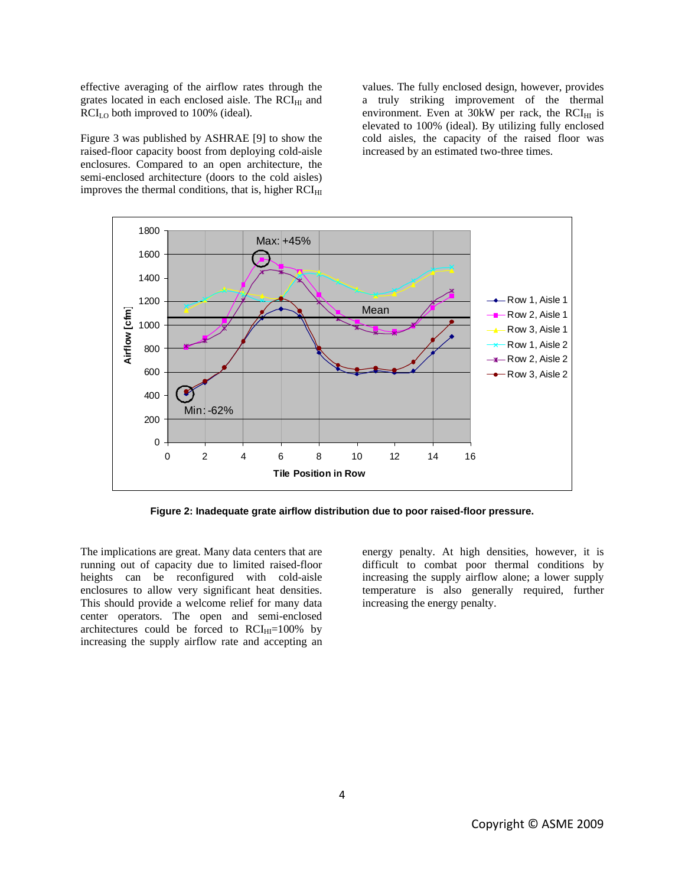effective averaging of the airflow rates through the grates located in each enclosed aisle. The $RCI_{HI}$ and $RCI_{LO}$ both improved to 100% (ideal).

Figure 3 was published by ASHRAE [9] to show the raised-floor capacity boost from deploying cold-aisle enclosures. Compared to an open architecture, the semi-enclosed architecture (doors to the cold aisles) improves the thermal conditions, that is, higher $RCI_{HI}$ values. The fully enclosed design, however, provides a truly striking improvement of the thermal environment. Even at 30kW per rack, the $RCI_{HI}$ is elevated to 100% (ideal). By utilizing fully enclosed cold aisles, the capacity of the raised floor was increased by an estimated two-three times.

**Figure 2: Inadequate grate airflow distribution due to poor raised-floor pressure.**

The implications are great. Many data centers that are running out of capacity due to limited raised-floor heights can be reconfigured with cold-aisle enclosures to allow very significant heat densities. This should provide a welcome relief for many data center operators. The open and semi-enclosed architectures could be forced to $RCI_{HI}$=100% by increasing the supply airflow rate and accepting an energy penalty. At high densities, however, it is difficult to combat poor thermal conditions by increasing the supply airflow alone; a lower supply temperature is also generally required, further increasing the energy penalty.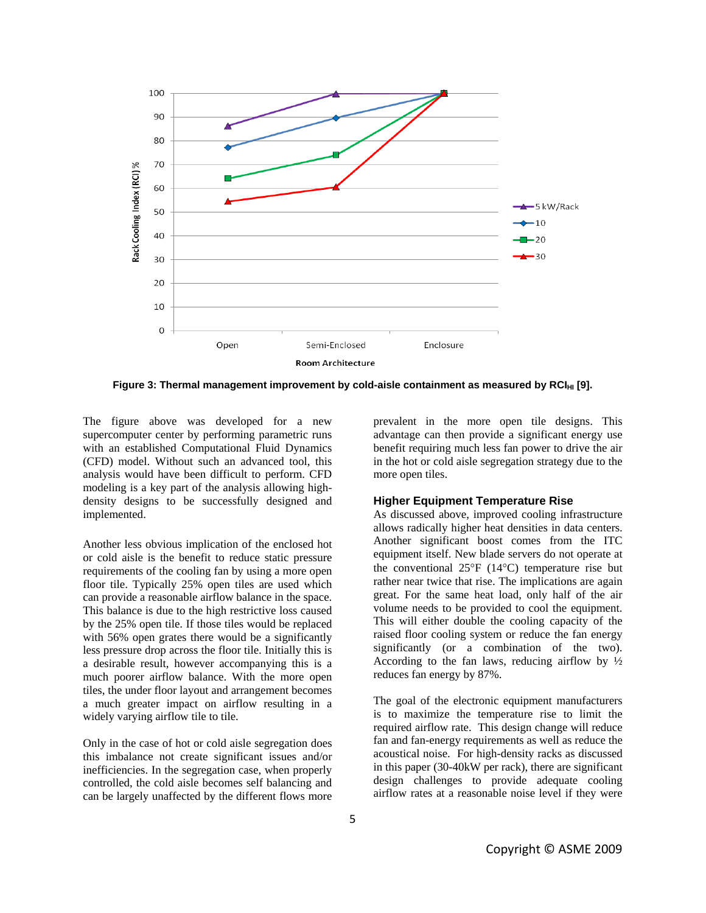Figure 3: Thermal management improvement by cold-aisle containment as measured by $RCI_{HI}$ [9].

The figure above was developed for a new supercomputer center by performing parametric runs with an established Computational Fluid Dynamics (CFD) model. Without such an advanced tool, this analysis would have been difficult to perform. CFD modeling is a key part of the analysis allowing high-density designs to be successfully designed and implemented.

Another less obvious implication of the enclosed hot or cold aisle is the benefit to reduce static pressure requirements of the cooling fan by using a more open floor tile. Typically 25% open tiles are used which can provide a reasonable airflow balance in the space. This balance is due to the high restrictive loss caused by the 25% open tile. If those tiles would be replaced with 56% open grates there would be a significantly less pressure drop across the floor tile. Initially this is a desirable result, however accompanying this is a much poorer airflow balance. With the more open tiles, the under floor layout and arrangement becomes a much greater impact on airflow resulting in a widely varying airflow tile to tile.

Only in the case of hot or cold aisle segregation does this imbalance not create significant issues and/or inefficiencies. In the segregation case, when properly controlled, the cold aisle becomes self balancing and can be largely unaffected by the different flows more prevalent in the more open tile designs. This advantage can then provide a significant energy use benefit requiring much less fan power to drive the air in the hot or cold aisle segregation strategy due to the more open tiles.

### Higher Equipment Temperature Rise

As discussed above, improved cooling infrastructure allows radically higher heat densities in data centers. Another significant boost comes from the ITC equipment itself. New blade servers do not operate at the conventional 25°F (14°C) temperature rise but rather near twice that rise. The implications are again great. For the same heat load, only half of the air volume needs to be provided to cool the equipment. This will either double the cooling capacity of the raised floor cooling system or reduce the fan energy significantly (or a combination of the two). According to the fan laws, reducing airflow by ½ reduces fan energy by 87%.

The goal of the electronic equipment manufacturers is to maximize the temperature rise to limit the required airflow rate. This design change will reduce fan and fan-energy requirements as well as reduce the acoustical noise. For high-density racks as discussed in this paper (30-40kW per rack), there are significant design challenges to provide adequate cooling airflow rates at a reasonable noise level if they were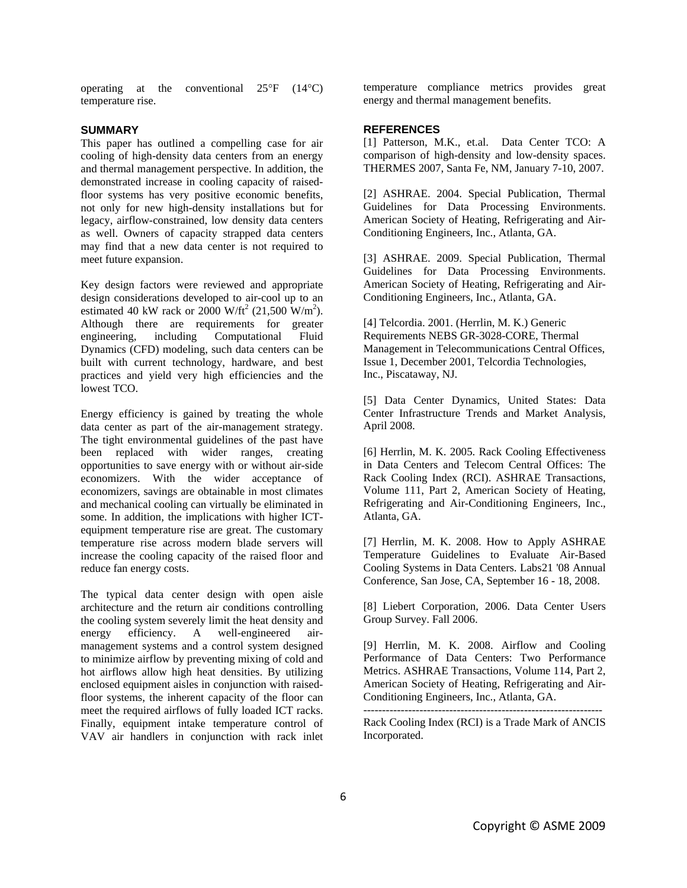operating at the conventional 25°F (14°C) temperature rise.

## SUMMARY

This paper has outlined a compelling case for air cooling of high-density data centers from an energy and thermal management perspective. In addition, the demonstrated increase in cooling capacity of raised-floor systems has very positive economic benefits, not only for new high-density installations but for legacy, airflow-constrained, low density data centers as well. Owners of capacity strapped data centers may find that a new data center is not required to meet future expansion.

Key design factors were reviewed and appropriate design considerations developed to air-cool up to an estimated 40 kW rack or 2000 W/ft$^2$ (21,500 W/m$^2$). Although there are requirements for greater engineering, including Computational Fluid Dynamics (CFD) modeling, such data centers can be built with current technology, hardware, and best practices and yield very high efficiencies and the lowest TCO.

Energy efficiency is gained by treating the whole data center as part of the air-management strategy. The tight environmental guidelines of the past have been replaced with wider ranges, creating opportunities to save energy with or without air-side economizers. With the wider acceptance of economizers, savings are obtainable in most climates and mechanical cooling can virtually be eliminated in some. In addition, the implications with higher ICT-equipment temperature rise are great. The customary temperature rise across modern blade servers will increase the cooling capacity of the raised floor and reduce fan energy costs.

The typical data center design with open aisle architecture and the return air conditions controlling the cooling system severely limit the heat density and energy efficiency. A well-engineered air-management systems and a control system designed to minimize airflow by preventing mixing of cold and hot airflows allow high heat densities. By utilizing enclosed equipment aisles in conjunction with raised-floor systems, the inherent capacity of the floor can meet the required airflows of fully loaded ICT racks. Finally, equipment intake temperature control of VAV air handlers in conjunction with rack inlet temperature compliance metrics provides great energy and thermal management benefits.

## REFERENCES

[1] Patterson, M.K., et.al. Data Center TCO: A comparison of high-density and low-density spaces. THERMES 2007, Santa Fe, NM, January 7-10, 2007.

[2] ASHRAE. 2004. Special Publication, Thermal Guidelines for Data Processing Environments. American Society of Heating, Refrigerating and Air-Conditioning Engineers, Inc., Atlanta, GA.

[3] ASHRAE. 2009. Special Publication, Thermal Guidelines for Data Processing Environments. American Society of Heating, Refrigerating and Air-Conditioning Engineers, Inc., Atlanta, GA.

[4] Telcordia. 2001. (Herrlin, M. K.) Generic Requirements NEBS GR-3028-CORE, Thermal Management in Telecommunications Central Offices, Issue 1, December 2001, Telcordia Technologies, Inc., Piscataway, NJ.

[5] Data Center Dynamics, United States: Data Center Infrastructure Trends and Market Analysis, April 2008.

[6] Herrlin, M. K. 2005. Rack Cooling Effectiveness in Data Centers and Telecom Central Offices: The Rack Cooling Index (RCI). ASHRAE Transactions, Volume 111, Part 2, American Society of Heating, Refrigerating and Air-Conditioning Engineers, Inc., Atlanta, GA.

[7] Herrlin, M. K. 2008. How to Apply ASHRAE Temperature Guidelines to Evaluate Air-Based Cooling Systems in Data Centers. Labs21 '08 Annual Conference, San Jose, CA, September 16 - 18, 2008.

[8] Liebert Corporation, 2006. Data Center Users Group Survey. Fall 2006.

[9] Herrlin, M. K. 2008. Airflow and Cooling Performance of Data Centers: Two Performance Metrics. ASHRAE Transactions, Volume 114, Part 2, American Society of Heating, Refrigerating and Air-Conditioning Engineers, Inc., Atlanta, GA.

---

Rack Cooling Index (RCI) is a Trade Mark of ANCIS Incorporated.

Copyright © ASME 2009